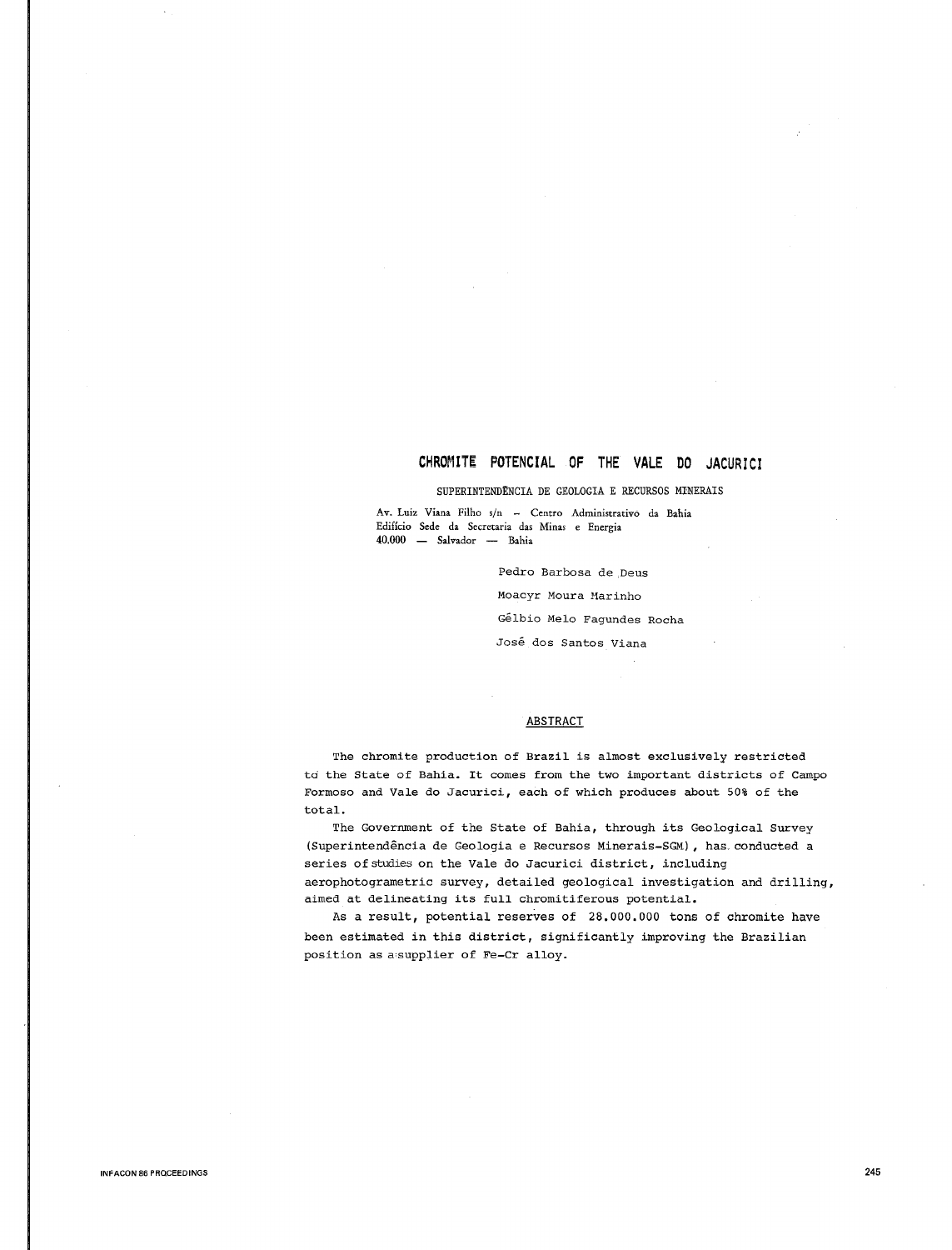# CHROMITE POTENCIAL OF THE VALE DO JACURICI

SUPERINTENDÊNCIA DE GEOLOGIA E RECURSOS MINERAIS

Av. Luiz Viana Filho s/n – Centro Administrativo da Bahia
Edifício Sede da Secretaria das Minas e Energia
40.000 — Salvador — Bahia

Pedro Barbosa de Deus

Moacyr Moura Marinho

Gélbio Melo Fagundes Rocha

José dos Santos Viana

## ABSTRACT

The chromite production of Brazil is almost exclusively restricted to the State of Bahia. It comes from the two important districts of Campo Formoso and Vale do Jacurici, each of which produces about 50% of the total.

The Government of the State of Bahia, through its Geological Survey (Superintendência de Geologia e Recursos Minerais-SGM), has conducted a series of studies on the Vale do Jacurici district, including aerophotogrametric survey, detailed geological investigation and drilling, aimed at delineating its full chromitiferous potential.

As a result, potential reserves of 28.000.000 tons of chromite have been estimated in this district, significantly improving the Brazilian position as a supplier of Fe-Cr alloy.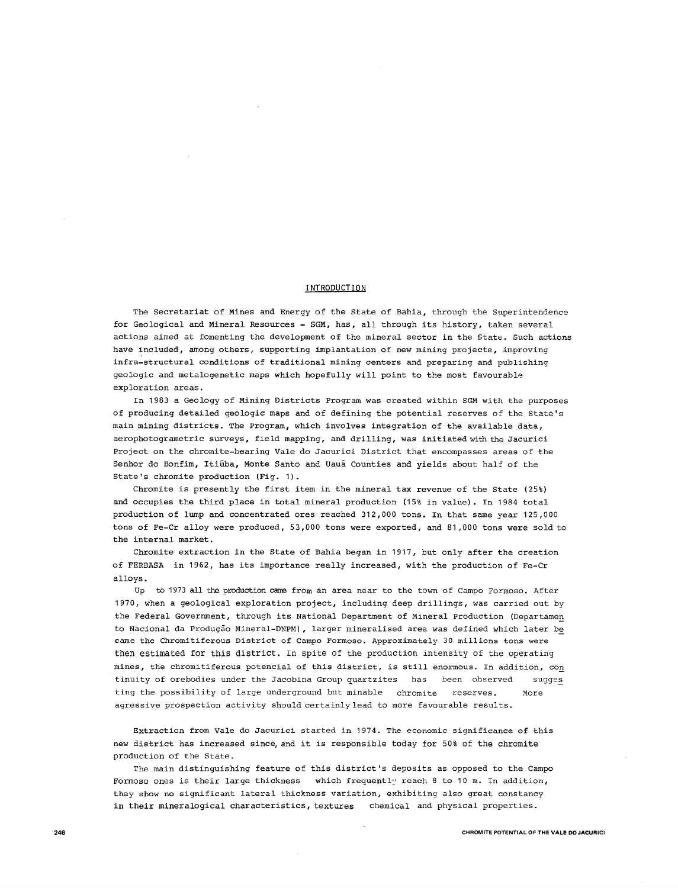## INTRODUCTION

The Secretariat of Mines and Energy of the State of Bahia, through the Superintendence for Geological and Mineral Resources - SGM, has, all through its history, taken several actions aimed at fomenting the development of the mineral sector in the State. Such actions have included, among others, supporting implantation of new mining projects, improving infra-structural conditions of traditional mining centers and preparing and publishing geologic and metalogenetic maps which hopefully will point to the most favourable exploration areas.

In 1983 a Geology of Mining Districts Program was created within SGM with the purposes of producing detailed geologic maps and of defining the potential reserves of the State's main mining districts. The Program, which involves integration of the available data, aerophotogrametric surveys, field mapping, and drilling, was initiated with the Jacurici Project on the chromite-bearing Vale do Jacurici District that encompasses areas of the Senhor do Bonfim, Itiúba, Monte Santo and Uauá Counties and yields about half of the State's chromite production (Fig. 1).

Chromite is presently the first item in the mineral tax revenue of the State (25%) and occupies the third place in total mineral production (15% in value). In 1984 total production of lump and concentrated ores reached 312,000 tons. In that same year 125,000 tons of Fe-Cr alloy were produced, 53,000 tons were exported, and 81,000 tons were sold to the internal market.

Chromite extraction in the State of Bahia began in 1917, but only after the creation of FERBASA in 1962, has its importance really increased, with the production of Fe-Cr alloys.

Up to 1973 all the production came from an area near to the town of Campo Formoso. After 1970, when a geological exploration project, including deep drillings, was carried out by the Federal Government, through its National Department of Mineral Production (Departamento Nacional da Produção Mineral-DNPM), larger mineralised area was defined which later became the Chromitiferous District of Campo Formoso. Approximately 30 millions tons were then estimated for this district. In spite of the production intensity of the operating mines, the chromitiferous potencial of this district, is still enormous. In addition, continuity of orebodies under the Jacobina Group quartzites has been observed suggesting the possibility of large underground but minable chromite reserves. More agressive prospection activity should certainly lead to more favourable results.

Extraction from Vale do Jacurici started in 1974. The economic significance of this new district has increased since, and it is responsible today for 50% of the chromite production of the State.

The main distinguishing feature of this district's deposits as opposed to the Campo Formoso ones is their large thickness which frequently reach 8 to 10 m. In addition, they show no significant lateral thickness variation, exhibiting also great constancy in their mineralogical characteristics, textures chemical and physical properties.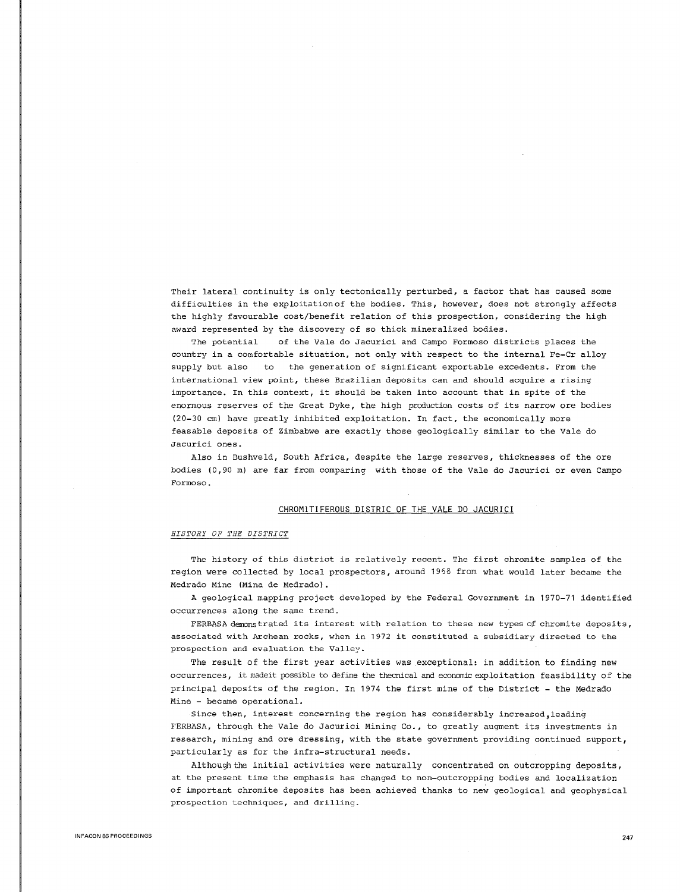Their lateral continuity is only tectonically perturbed, a factor that has caused some difficulties in the exploitationof the bodies. This, however, does not strongly affects the highly favourable cost/benefit relation of this prospection, considering the high award represented by the discovery of so thick mineralized bodies.

The potential of the Vale do Jacurici and Campo Formoso districts places the country in a comfortable situation, not only with respect to the internal Fe-Cr alloy supply but also to the generation of significant exportable excedents. From the international view point, these Brazilian deposits can and should acquire a rising importance. In this context, it should be taken into account that in spite of the enormous reserves of the Great Dyke, the high production costs of its narrow ore bodies (20-30 cm) have greatly inhibited exploitation. In fact, the economically more feasable deposits of Zimbabwe are exactly those geologically similar to the Vale do Jacurici ones.

Also in Bushveld, South Africa, despite the large reserves, thicknesses of the ore bodies (0,90 m) are far from comparing with those of the Vale do Jacurici or even Campo Formoso.

## CHROMITIFEROUS DISTRIC OF THE VALE DO JACURICI

### *HISTORY OF THE DISTRICT*

The history of this district is relatively recent. The first chromite samples of the region were collected by local prospectors, around 1968 from what would later became the Medrado Mine (Mina de Medrado).

A geological mapping project developed by the Federal Government in 1970-71 identified occurrences along the same trend.

FERBASA demonstrated its interest with relation to these new types of chromite deposits, associated with Archean rocks, when in 1972 it constituted a subsidiary directed to the prospection and evaluation the Valley.

The result of the first year activities was exceptional: in addition to finding new occurrences, it madeit possible to define the thecnical and economic exploitation feasibility of the principal deposits of the region. In 1974 the first mine of the District - the Medrado Mine - became operational.

Since then, interest concerning the region has considerably increased,leading FERBASA, through the Vale do Jacurici Mining Co., to greatly augment its investments in research, mining and ore dressing, with the state government providing continued support, particularly as for the infra-structural needs.

Although the initial activities were naturally concentrated on outcropping deposits, at the present time the emphasis has changed to non-outcropping bodies and localization of important chromite deposits has been achieved thanks to new geological and geophysical prospection techniques, and drilling.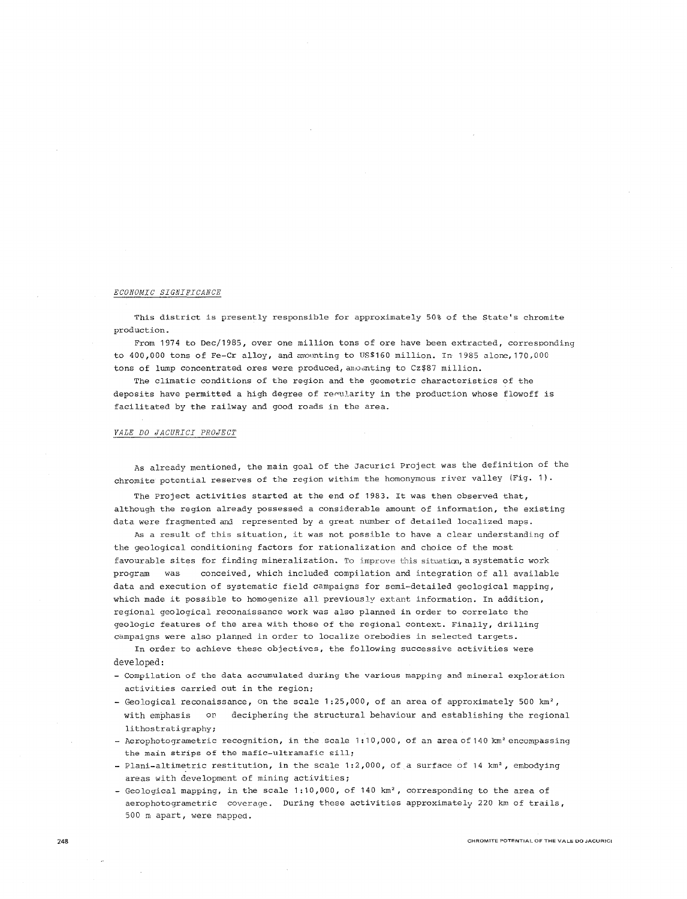*ECONOMIC SIGNIFICANCE*

This district is presently responsible for approximately 50% of the State's chromite production.

From 1974 to Dec/1985, over one million tons of ore have been extracted, corresponding to 400,000 tons of Fe-Cr alloy, and amounting to US$160 million. In 1985 alone, 170,000 tons of lump concentrated ores were produced, amounting to Cz$87 million.

The climatic conditions of the region and the geometric characteristics of the deposits have permitted a high degree of regularity in the production whose flowoff is facilitated by the railway and good roads in the area.

*VALE DO JACURICI PROJECT*

As already mentioned, the main goal of the Jacurici Project was the definition of the chromite potential reserves of the region withim the homonymous river valley (Fig. 1).

The Project activities started at the end of 1983. It was then observed that, although the region already possessed a considerable amount of information, the existing data were fragmented and represented by a great number of detailed localized maps.

As a result of this situation, it was not possible to have a clear understanding of the geological conditioning factors for rationalization and choice of the most favourable sites for finding mineralization. To improve this situation, a systematic work program was conceived, which included compilation and integration of all available data and execution of systematic field campaigns for semi-detailed geological mapping, which made it possible to homogenize all previously extant information. In addition, regional geological reconaissance work was also planned in order to correlate the geologic features of the area with those of the regional context. Finally, drilling campaigns were also planned in order to localize orebodies in selected targets.

In order to achieve these objectives, the following successive activities were developed:

- Compilation of the data accumulated during the various mapping and mineral exploration activities carried out in the region;
- Geological reconaissance, on the scale 1:25,000, of an area of approximately 500 km², with emphasis on deciphering the structural behaviour and establishing the regional lithostratigraphy;
- Aerophotogrametric recognition, in the scale 1:10,000, of an area of 140 km² encompassing the main strips of the mafic-ultramafic sill;
- Plani-altimetric restitution, in the scale 1:2,000, of a surface of 14 km², embodying areas with development of mining activities;
- Geological mapping, in the scale 1:10,000, of 140 km², corresponding to the area of aerophotogrametric coverage. During these activities approximately 220 km of trails, 500 m apart, were mapped.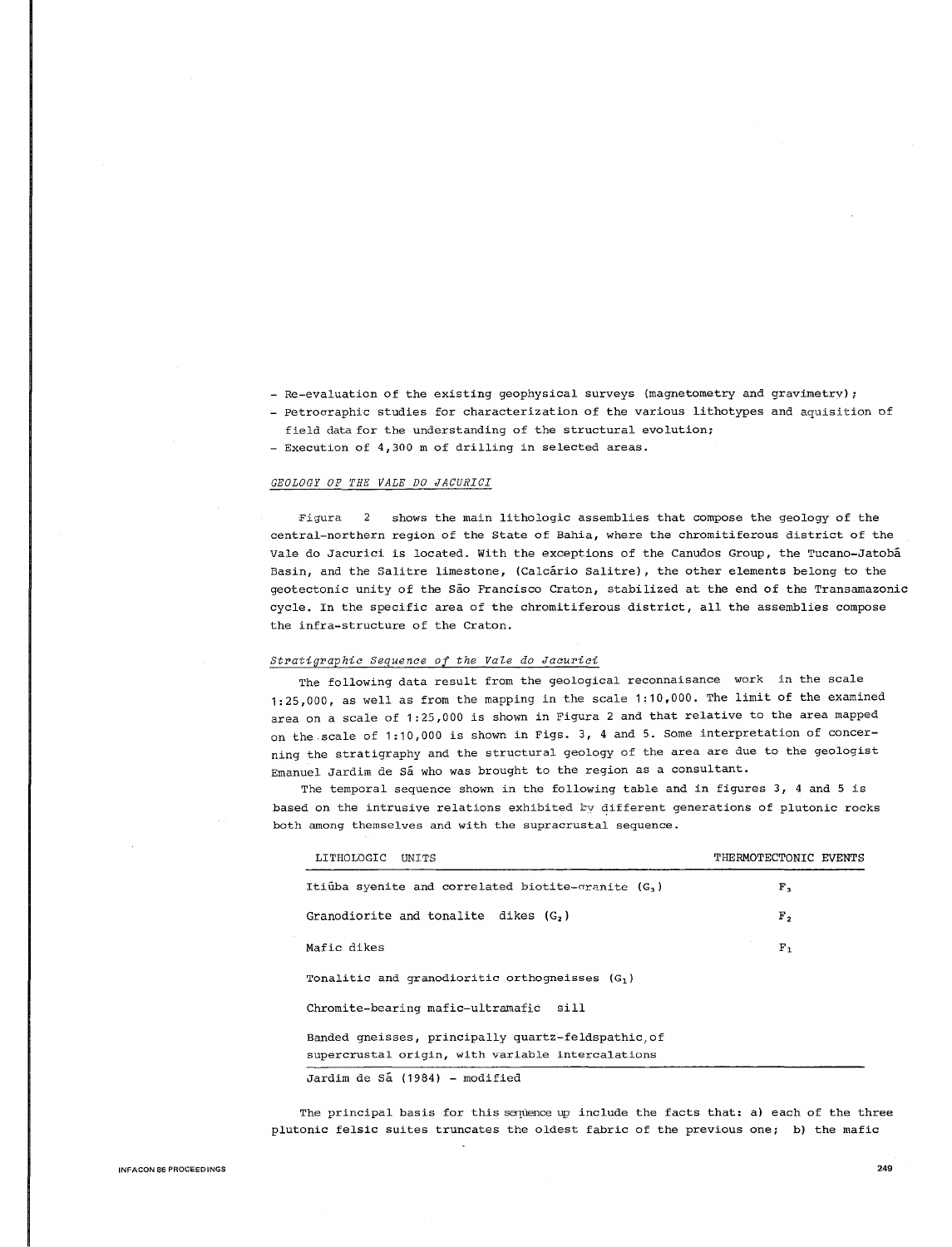- Re-evaluation of the existing geophysical surveys (magnetometry and gravimetry);
- Petrographic studies for characterization of the various lithotypes and aquisition of field data for the understanding of the structural evolution;
- Execution of 4,300 m of drilling in selected areas.

### *GEOLOGY OF THE VALE DO JACURICI*

Figura 2 shows the main lithologic assemblies that compose the geology of the central-northern region of the State of Bahia, where the chromitiferous district of the Vale do Jacurici is located. With the exceptions of the Canudos Group, the Tucano-Jatobá Basin, and the Salitre limestone, (Calcário Salitre), the other elements belong to the geotectonic unity of the São Francisco Craton, stabilized at the end of the Transamazonic cycle. In the specific area of the chromitiferous district, all the assemblies compose the infra-structure of the Craton.

#### *Stratigraphic Sequence of the Vale do Jacurici*

The following data result from the geological reconnaisance work in the scale 1:25,000, as well as from the mapping in the scale 1:10,000. The limit of the examined area on a scale of 1:25,000 is shown in Figura 2 and that relative to the area mapped on the scale of 1:10,000 is shown in Figs. 3, 4 and 5. Some interpretation of concerning the stratigraphy and the structural geology of the area are due to the geologist Emanuel Jardim de Sá who was brought to the region as a consultant.

The temporal sequence shown in the following table and in figures 3, 4 and 5 is based on the intrusive relations exhibited by different generations of plutonic rocks both among themselves and with the supracrustal sequence.

| LITHOLOGIC UNITS | THERMOTECTONIC EVENTS |
| --- | --- |
| Itiúba syenite and correlated biotite-granite ($G_3$) | $F_3$ |
| Granodiorite and tonalite dikes ($G_2$) | $F_2$ |
| Mafic dikes | $F_1$ |
| Tonalitic and granodioritic orthogneisses ($G_1$) | |
| Chromite-bearing mafic-ultramafic sill | |
| Banded gneisses, principally quartz-feldspathic, of supercrustal origin, with variable intercalations | |

Jardim de Sá (1984) - modified

The principal basis for this sequence up include the facts that: a) each of the three plutonic felsic suites truncates the oldest fabric of the previous one; b) the mafic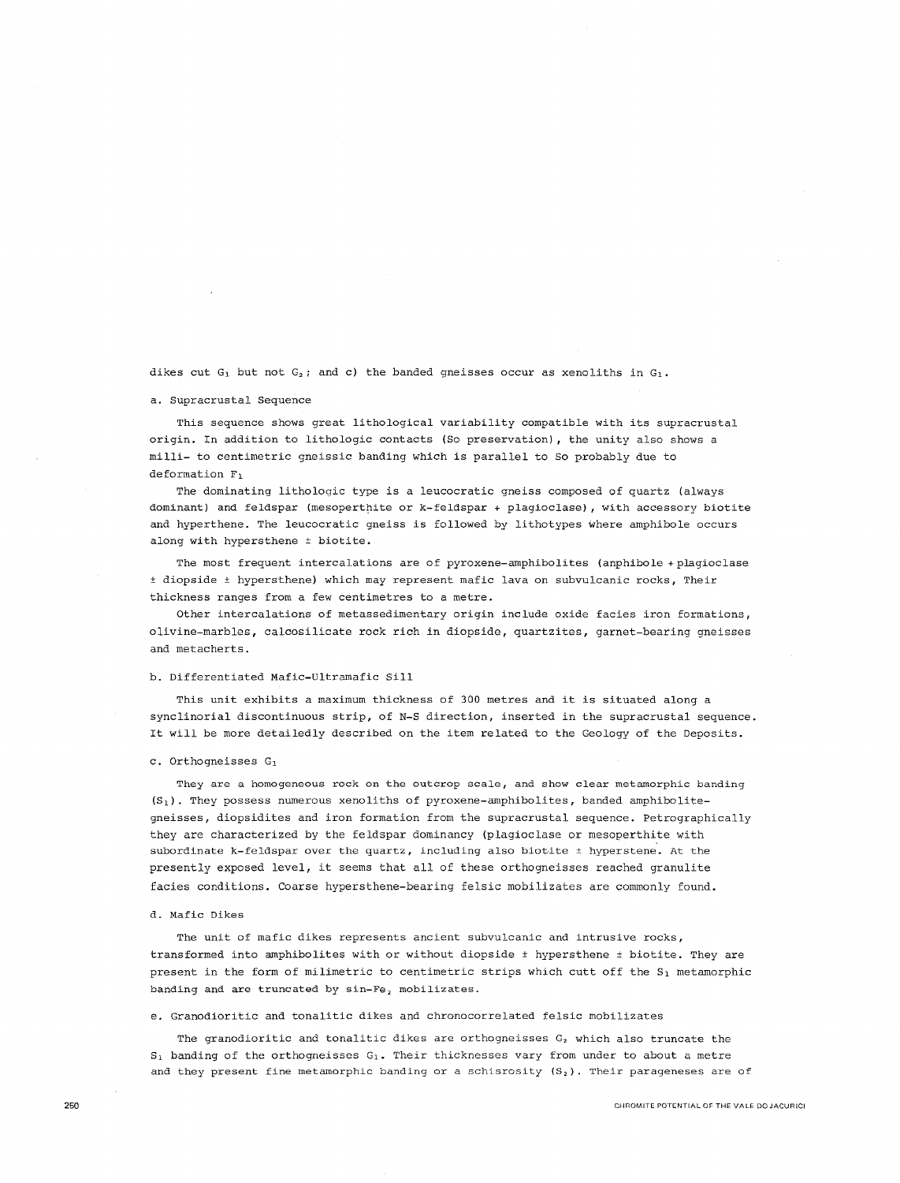dikes cut $G_1$ but not $G_2$; and c) the banded gneisses occur as xenoliths in $G_1$.

### a. Supracrustal Sequence

This sequence shows great lithological variability compatible with its supracrustal origin. In addition to lithologic contacts (So preservation), the unity also shows a milli- to centimetric gneissic banding which is parallel to So probably due to deformation $F_1$

The dominating lithologic type is a leucocratic gneiss composed of quartz (always dominant) and feldspar (mesoperthite or k-feldspar + plagioclase), with accessory biotite and hyperthene. The leucocratic gneiss is followed by lithotypes where amphibole occurs along with hypersthene ± biotite.

The most frequent intercalations are of pyroxene-amphibolites (anphibole + plagioclase ± diopside ± hypersthene) which may represent mafic lava on subvulcanic rocks, Their thickness ranges from a few centimetres to a metre.

Other intercalations of metassedimentary origin include oxide facies iron formations, olivine-marbles, calcosilicate rock rich in diopside, quartzites, garnet-bearing gneisses and metacherts.

### b. Differentiated Mafic-Ultramafic Sill

This unit exhibits a maximum thickness of 300 metres and it is situated along a synclinorial discontinuous strip, of N-S direction, inserted in the supracrustal sequence. It will be more detailedly described on the item related to the Geology of the Deposits.

### c. Orthogneisses $G_1$

They are a homogeneous rock on the outcrop scale, and show clear metamorphic banding ($S_1$). They possess numerous xenoliths of pyroxene-amphibolites, banded amphibolite-gneisses, diopsidites and iron formation from the supracrustal sequence. Petrographically they are characterized by the feldspar dominancy (plagioclase or mesoperthite with subordinate k-feldspar over the quartz, including also biotite ± hyperstene. At the presently exposed level, it seems that all of these orthogneisses reached granulite facies conditions. Coarse hypersthene-bearing felsic mobilizates are commonly found.

### d. Mafic Dikes

The unit of mafic dikes represents ancient subvulcanic and intrusive rocks, transformed into amphibolites with or without diopside ± hypersthene ± biotite. They are present in the form of milimetric to centimetric strips which cutt off the $S_1$ metamorphic banding and are truncated by sin-$Fe_2$ mobilizates.

### e. Granodioritic and tonalitic dikes and chronocorrelated felsic mobilizates

The granodioritic and tonalitic dikes are orthogneisses $G_2$ which also truncate the $S_1$ banding of the orthogneisses $G_1$. Their thicknesses vary from under to about a metre and they present fine metamorphic banding or a schisrosity ($S_2$). Their parageneses are of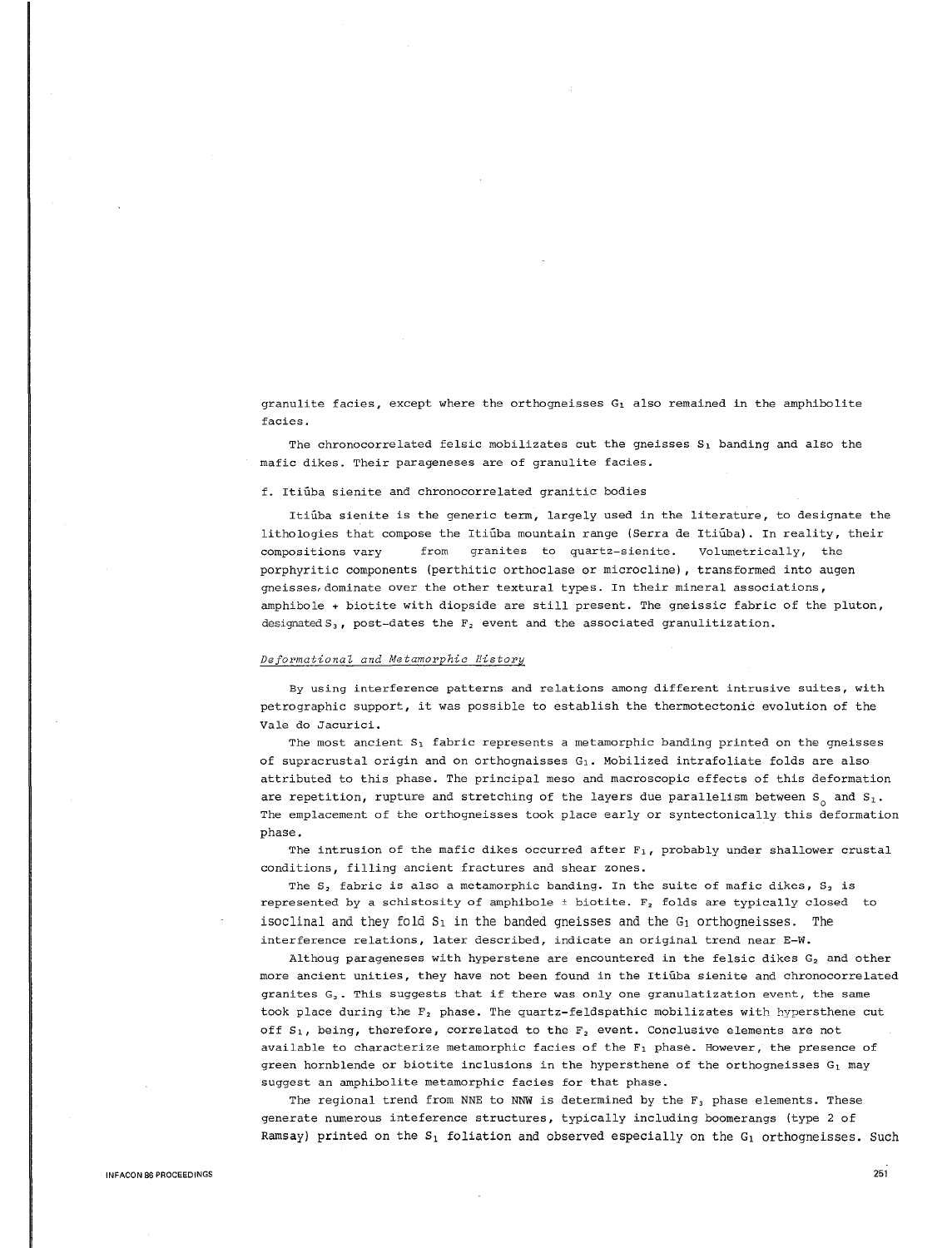granulite facies, except where the orthogneisses $G_1$ also remained in the amphibolite facies.

The chronocorrelated felsic mobilizates cut the gneisses $S_1$ banding and also the mafic dikes. Their parageneses are of granulite facies.

f. Itiúba sienite and chronocorrelated granitic bodies

Itiúba sienite is the generic term, largely used in the literature, to designate the lithologies that compose the Itiúba mountain range (Serra de Itiúba). In reality, their compositions vary from granites to quartz-sienite. Volumetrically, the porphyritic components (perthitic orthoclase or microcline), transformed into augen gneisses, dominate over the other textural types. In their mineral associations, amphibole + biotite with diopside are still present. The gneissic fabric of the pluton, designated $S_3$, post-dates the $F_2$ event and the associated granulitization.

*Deformational and Metamorphic History*

By using interference patterns and relations among different intrusive suites, with petrographic support, it was possible to establish the thermotectonic evolution of the Vale do Jacurici.

The most ancient $S_1$ fabric represents a metamorphic banding printed on the gneisses of supracrustal origin and on orthognaisses $G_1$. Mobilized intrafoliate folds are also attributed to this phase. The principal meso and macroscopic effects of this deformation are repetition, rupture and stretching of the layers due parallelism between $S_0$ and $S_1$. The emplacement of the orthogneisses took place early or syntectonically this deformation phase.

The intrusion of the mafic dikes occurred after $F_1$, probably under shallower crustal conditions, filling ancient fractures and shear zones.

The $S_2$ fabric is also a metamorphic banding. In the suite of mafic dikes, $S_2$ is represented by a schistosity of amphibole ± biotite. $F_2$ folds are typically closed to isoclinal and they fold $S_1$ in the banded gneisses and the $G_1$ orthogneisses. The interference relations, later described, indicate an original trend near E-W.

Althoug parageneses with hyperstene are encountered in the felsic dikes $G_2$ and other more ancient unities, they have not been found in the Itiúba sienite and chronocorrelated granites $G_3$. This suggests that if there was only one granulatization event, the same took place during the $F_2$ phase. The quartz-feldspathic mobilizates with hypersthene cut off $S_1$, being, therefore, correlated to the $F_2$ event. Conclusive elements are not available to characterize metamorphic facies of the $F_1$ phase. However, the presence of green hornblende or biotite inclusions in the hypersthene of the orthogneisses $G_1$ may suggest an amphibolite metamorphic facies for that phase.

The regional trend from NNE to NNW is determined by the $F_3$ phase elements. These generate numerous inteference structures, typically including boomerangs (type 2 of Ramsay) printed on the $S_1$ foliation and observed especially on the $G_1$ orthogneisses. Such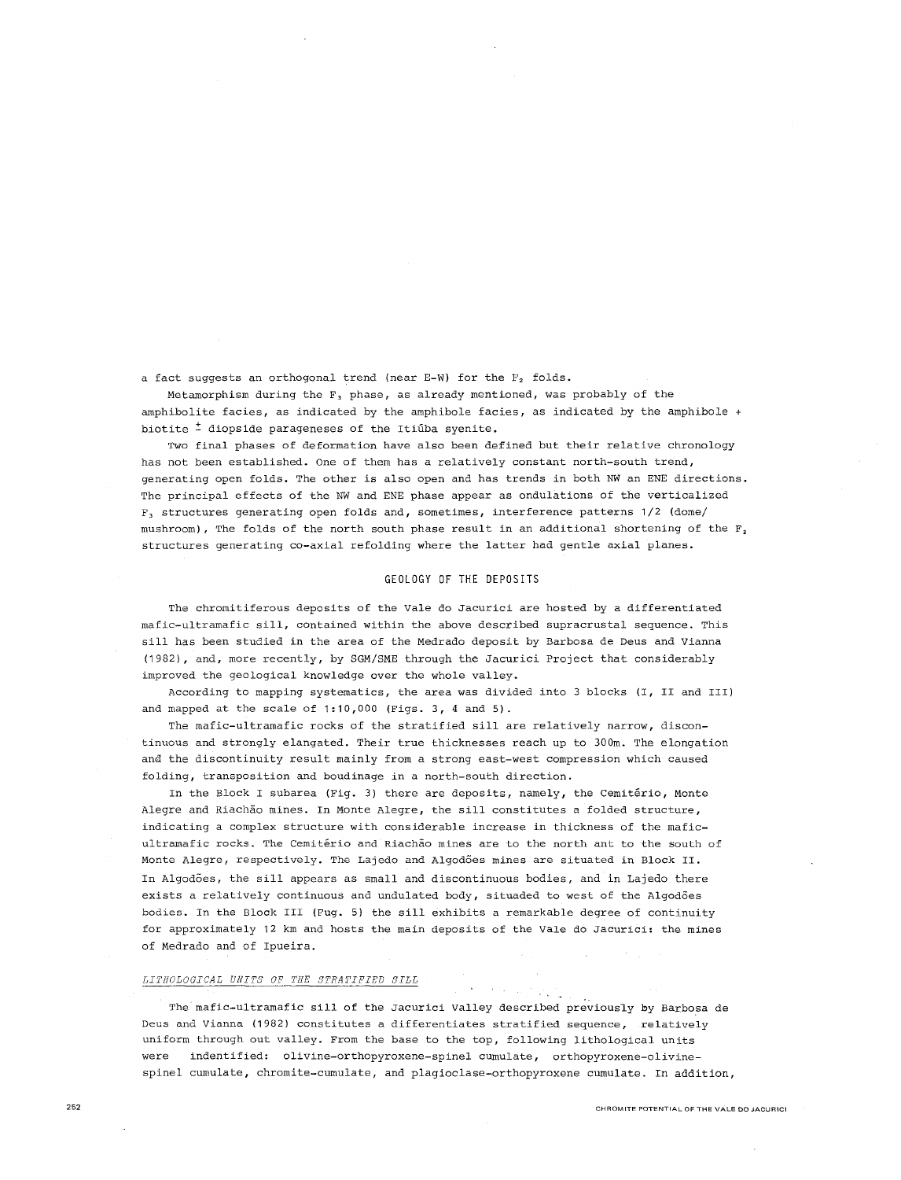a fact suggests an orthogonal trend (near E-W) for the $F_2$ folds.

Metamorphism during the $F_3$ phase, as already mentioned, was probably of the amphibolite facies, as indicated by the amphibole facies, as indicated by the amphibole + biotite ± diopside parageneses of the Itiúba syenite.

Two final phases of deformation have also been defined but their relative chronology has not been established. One of them has a relatively constant north-south trend, generating open folds. The other is also open and has trends in both NW an ENE directions. The principal effects of the NW and ENE phase appear as ondulations of the verticalized $F_3$ structures generating open folds and, sometimes, interference patterns 1/2 (dome/mushroom), The folds of the north south phase result in an additional shortening of the $F_2$ structures generating co-axial refolding where the latter had gentle axial planes.

## GEOLOGY OF THE DEPOSITS

The chromitiferous deposits of the Vale do Jacurici are hosted by a differentiated mafic-ultramafic sill, contained within the above described supracrustal sequence. This sill has been studied in the area of the Medrado deposit by Barbosa de Deus and Vianna (1982), and, more recently, by SGM/SME through the Jacurici Project that considerably improved the geological knowledge over the whole valley.

According to mapping systematics, the area was divided into 3 blocks (I, II and III) and mapped at the scale of 1:10,000 (Figs. 3, 4 and 5).

The mafic-ultramafic rocks of the stratified sill are relatively narrow, discontinuous and strongly elangated. Their true thicknesses reach up to 300m. The elongation and the discontinuity result mainly from a strong east-west compression which caused folding, transposition and boudinage in a north-south direction.

In the Block I subarea (Fig. 3) there are deposits, namely, the Cemitério, Monte Alegre and Riachão mines. In Monte Alegre, the sill constitutes a folded structure, indicating a complex structure with considerable increase in thickness of the mafic-ultramafic rocks. The Cemitério and Riachão mines are to the north ant to the south of Monte Alegre, respectively. The Lajedo and Algodões mines are situated in Block II. In Algodões, the sill appears as small and discontinuous bodies, and in Lajedo there exists a relatively continuous and undulated body, situaded to west of the Algodões bodies. In the Block III (Fug. 5) the sill exhibits a remarkable degree of continuity for approximately 12 km and hosts the main deposits of the Vale do Jacurici: the mines of Medrado and of Ipueira.

### *LITHOLOGICAL UNITS OF THE STRATIFIED SILL*

The mafic-ultramafic sill of the Jacurici Valley described previously by Barbosa de Deus and Vianna (1982) constitutes a differentiates stratified sequence, relatively uniform through out valley. From the base to the top, following lithological units were indentified: olivine-orthopyroxene-spinel cumulate, orthopyroxene-olivine-spinel cumulate, chromite-cumulate, and plagioclase-orthopyroxene cumulate. In addition,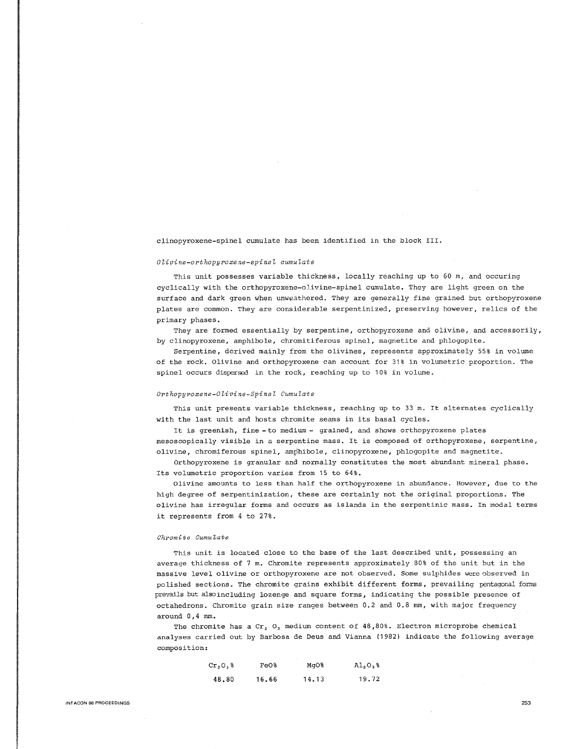clinopyroxene-spinel cumulate has been identified in the block III.

*Olivine-orthopyroxene-spinel cumulate*

This unit possesses variable thickness, locally reaching up to 60 m, and occuring cyclically with the orthopyroxene-olivine-spinel cumulate. They are light green on the surface and dark green when unweathered. They are generally fine grained but orthopyroxene plates are common. They are considerable serpentinized, preserving however, relics of the primary phases.

They are formed essentially by serpentine, orthopyroxene and olivine, and accessorily, by clinopyroxene, amphibole, chromitiferous spinel, magnetite and phlogopite.

Serpentine, derived mainly from the olivines, represents approximately 55% in volume of the rock. Olivine and orthopyroxene can account for 31% in volumetric proportion. The spinel occurs dispersed in the rock, reaching up to 10% in volume.

*Orthopyroxene-Olivine-Spinel Cumulate*

This unit presents variable thickness, reaching up to 33 m. It alternates cyclically with the last unit and hosts chromite seams in its basal cycles.

It is greenish, fine - to medium - grained, and shows orthopyroxene plates mesoscopically visible in a serpentine mass. It is composed of orthopyroxene, serpentine, olivine, chromiferous spinel, amphibole, clinopyroxene, phlogopite and magnetite.

Orthopyroxene is granular and normally constitutes the most abundant mineral phase. Its volumetric proportion varies from 15 to 64%.

Olivine amounts to less than half the orthopyroxene in abundance. However, due to the high degree of serpentinization, these are certainly not the original proportions. The olivine has irregular forms and occurs as islands in the serpentinic mass. In modal terms it represents from 4 to 27%.

*Chromite Cumulate*

This unit is located close to the base of the last described unit, possessing an average thickness of 7 m. Chromite represents approximately 80% of the unit but in the massive level olivine or orthopyroxene are not observed. Some sulphides were observed in polished sections. The chromite grains exhibit different forms, prevailing pentagonal forms prevails but alsoincluding lozenge and square forms, indicating the possible presence of octahedrons. Chromite grain size ranges between 0.2 and 0.8 mm, with major frequency around 0,4 mm.

The chromite has a $Cr_2O_3$ medium content of 48,80%. Electron microprobe chemical analyses carried out by Barbosa de Deus and Vianna (1982) indicate the following average composition:

| $Cr_2O_3$% | FeO% | MgO% | $Al_2O_3$% |
|---|---|---|---|
| 48.80 | 16.66 | 14.13 | 19.72 |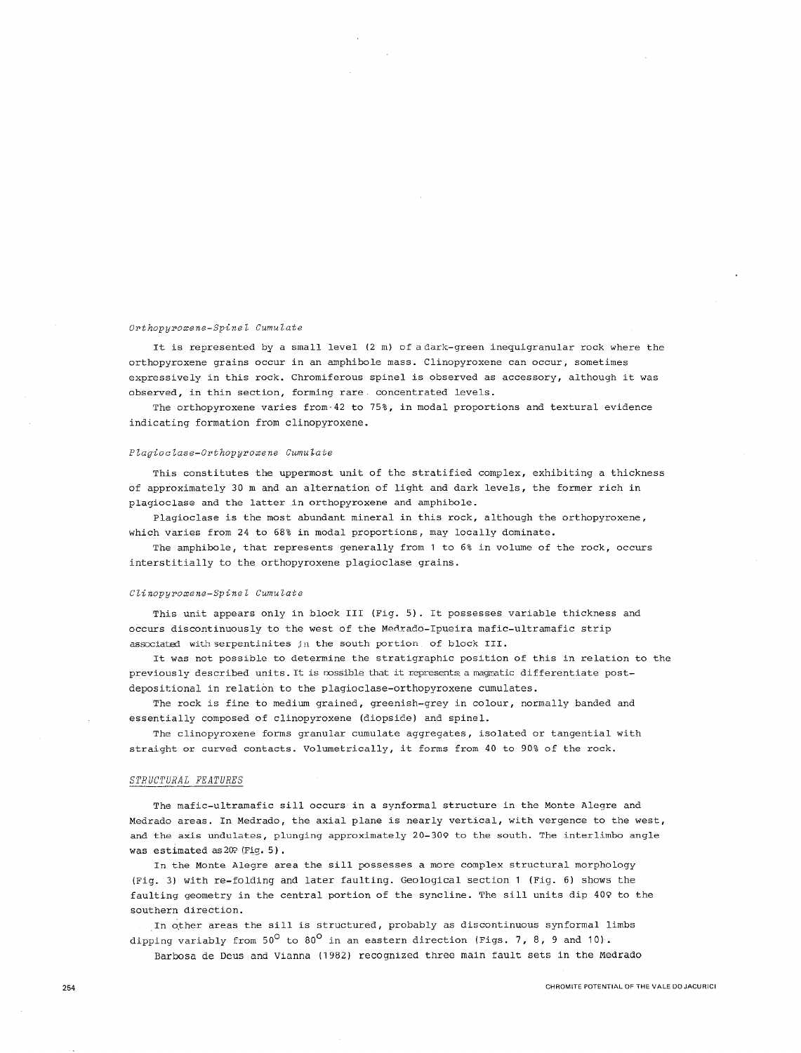*Orthopyroxene-Spinel Cumulate*

It is represented by a small level (2 m) of a dark-green inequigranular rock where the orthopyroxene grains occur in an amphibole mass. Clinopyroxene can occur, sometimes expressively in this rock. Chromiferous spinel is observed as accessory, although it was observed, in thin section, forming rare concentrated levels.

The orthopyroxene varies from 42 to 75%, in modal proportions and textural evidence indicating formation from clinopyroxene.

*Plagioclase-Orthopyroxene Cumulate*

This constitutes the uppermost unit of the stratified complex, exhibiting a thickness of approximately 30 m and an alternation of light and dark levels, the former rich in plagioclase and the latter in orthopyroxene and amphibole.

Plagioclase is the most abundant mineral in this rock, although the orthopyroxene, which varies from 24 to 68% in modal proportions, may locally dominate.

The amphibole, that represents generally from 1 to 6% in volume of the rock, occurs interstitially to the orthopyroxene plagioclase grains.

*Clinopyroxene-Spinel Cumulate*

This unit appears only in block III (Fig. 5). It possesses variable thickness and occurs discontinuously to the west of the Medrado-Ipueira mafic-ultramafic strip associated with serpentinites in the south portion of block III.

It was not possible to determine the stratigraphic position of this in relation to the previously described units. It is possible that it represents a magmatic differentiate post-depositional in relation to the plagioclase-orthopyroxene cumulates.

The rock is fine to medium grained, greenish-grey in colour, normally banded and essentially composed of clinopyroxene (diopside) and spinel.

The clinopyroxene forms granular cumulate aggregates, isolated or tangential with straight or curved contacts. Volumetrically, it forms from 40 to 90% of the rock.

## STRUCTURAL FEATURES

The mafic-ultramafic sill occurs in a synformal structure in the Monte Alegre and Medrado areas. In Medrado, the axial plane is nearly vertical, with vergence to the west, and the axis undulates, plunging approximately 20-30º to the south. The interlimbo angle was estimated as 20º (Fig. 5).

In the Monte Alegre area the sill possesses a more complex structural morphology (Fig. 3) with re-folding and later faulting. Geological section 1 (Fig. 6) shows the faulting geometry in the central portion of the syncline. The sill units dip 40º to the southern direction.

In other areas the sill is structured, probably as discontinuous synformal limbs dipping variably from $50^{\circ}$ to $80^{\circ}$ in an eastern direction (Figs. 7, 8, 9 and 10).

Barbosa de Deus and Vianna (1982) recognized three main fault sets in the Medrado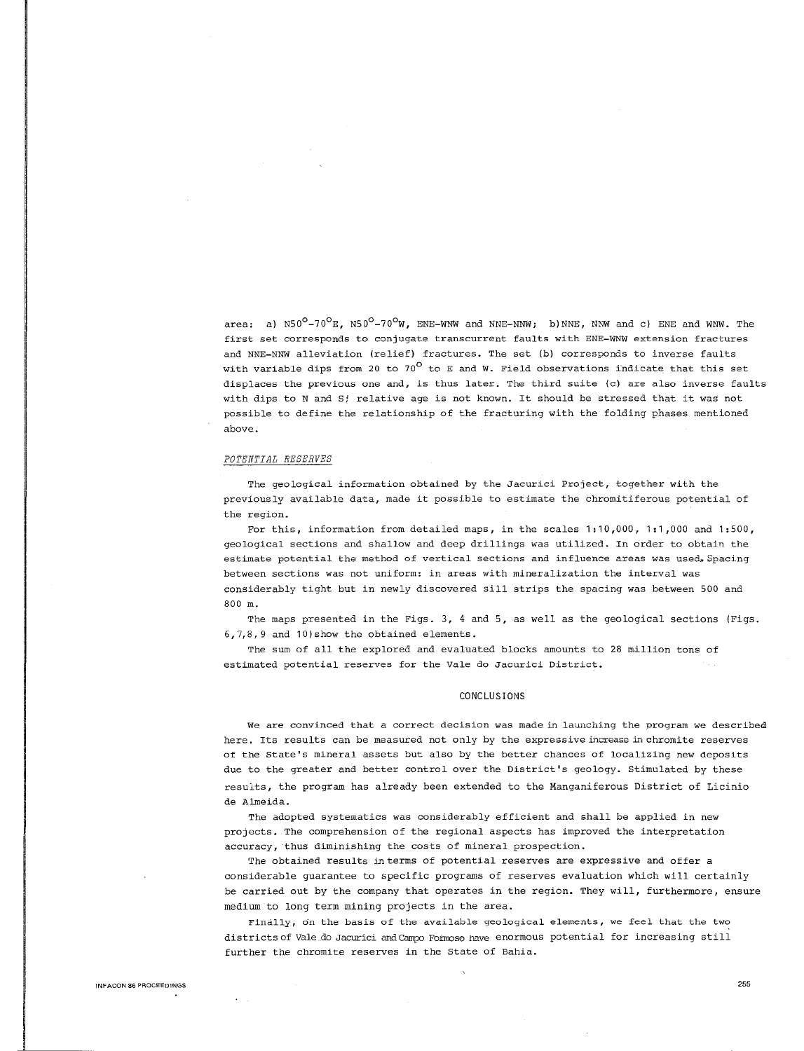area: a) N50°-70°E, N50°-70°W, ENE-WNW and NNE-NNW; b) NNE, NNW and c) ENE and WNW. The first set corresponds to conjugate transcurrent faults with ENE-WNW extension fractures and NNE-NNW alleviation (relief) fractures. The set (b) corresponds to inverse faults with variable dips from 20 to 70° to E and W. Field observations indicate that this set displaces the previous one and, is thus later. The third suite (c) are also inverse faults with dips to N and S; relative age is not known. It should be stressed that it was not possible to define the relationship of the fracturing with the folding phases mentioned above.

*POTENTIAL RESERVES*

The geological information obtained by the Jacurici Project, together with the previously available data, made it possible to estimate the chromitiferous potential of the region.

For this, information from detailed maps, in the scales 1:10,000, 1:1,000 and 1:500, geological sections and shallow and deep drillings was utilized. In order to obtain the estimate potential the method of vertical sections and influence areas was used. Spacing between sections was not uniform: in areas with mineralization the interval was considerably tight but in newly discovered sill strips the spacing was between 500 and 800 m.

The maps presented in the Figs. 3, 4 and 5, as well as the geological sections (Figs. 6,7,8,9 and 10) show the obtained elements.

The sum of all the explored and evaluated blocks amounts to 28 million tons of estimated potential reserves for the Vale do Jacurici District.

## CONCLUSIONS

We are convinced that a correct decision was made in launching the program we described here. Its results can be measured not only by the expressive increase in chromite reserves of the State's mineral assets but also by the better chances of localizing new deposits due to the greater and better control over the District's geology. Stimulated by these results, the program has already been extended to the Manganiferous District of Licinio de Almeida.

The adopted systematics was considerably efficient and shall be applied in new projects. The comprehension of the regional aspects has improved the interpretation accuracy, thus diminishing the costs of mineral prospection.

The obtained results in terms of potential reserves are expressive and offer a considerable guarantee to specific programs of reserves evaluation which will certainly be carried out by the company that operates in the region. They will, furthermore, ensure medium to long term mining projects in the area.

Finally, on the basis of the available geological elements, we feel that the two districts of Vale do Jacurici and Campo Formoso have enormous potential for increasing still further the chromite reserves in the State of Bahia.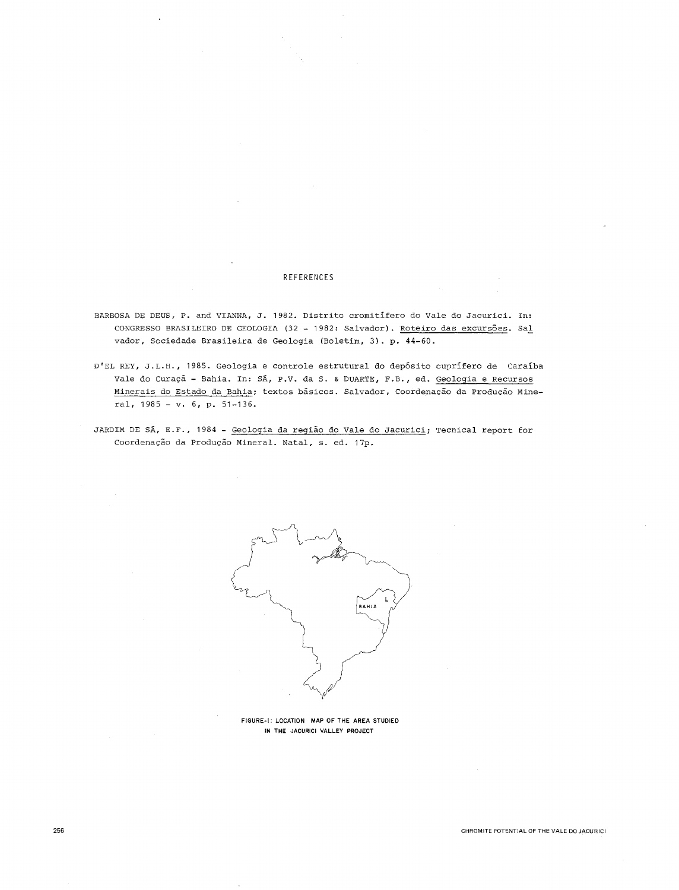## REFERENCES

BARBOSA DE DEUS, P. and VIANNA, J. 1982. Distrito cromitífero do Vale do Jacurici. In: CONGRESSO BRASILEIRO DE GEOLOGIA (32 - 1982: Salvador). Roteiro das excursões. Salvador, Sociedade Brasileira de Geologia (Boletim, 3). p. 44-60.

D'EL REY, J.L.H., 1985. Geologia e controle estrutural do depósito cuprífero de Caraíba Vale do Curaçá - Bahia. In: SÁ, P.V. da S. & DUARTE, F.B., ed. Geologia e Recursos Minerais do Estado da Bahia; textos básicos. Salvador, Coordenação da Produção Mineral, 1985 - v. 6, p. 51-136.

JARDIM DE SÁ, E.F., 1984 - Geologia da região do Vale do Jacurici; Tecnical report for Coordenação da Produção Mineral. Natal, s. ed. 17p.

BAHIA

FIGURE-I: LOCATION MAP OF THE AREA STUDIED IN THE JACURICI VALLEY PROJECT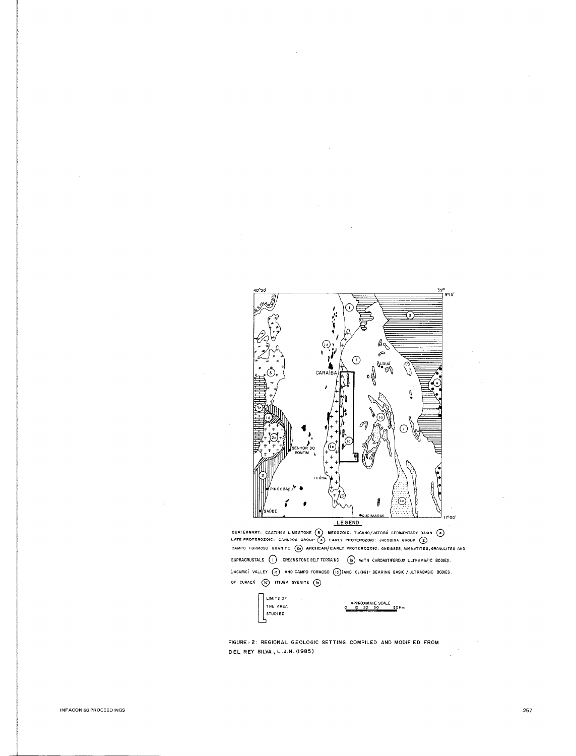40°30'

39°

9°15'

11°00'

LEGEND

**QUATERNARY:** CAATINGA LIMESTONE (5) **MESOZOIC:** TUCANO/JATOBÁ SEDIMENTARY BASIN (4)
**LATE PROTEROZOIC:** CANUDOS GROUP (3) **EARLY PROTEROZOIC:** JACOBINA GROUP (2)
CAMPO FORMOSO GRANITE (2a) **ARCHEAN/EARLY PROTEROZOIC:** GNEISSES, MIGMATITES, GRANULITES AND SUPRACRUSTALS (1) GREENSTONE BELT TERRAINS (1a) WITH CHROMITIFEROUS ULTRAMAFIC BODIES.
(JACURICÍ VALLEY (1c) AND CAMPO FORMOSO (1d)) AND Cu(Ni)- BEARING BASIC / ULTRABASIC BODIES.
OF CURAÇÁ (1d) ITIÚBA SYENITE (1e)

LIMITS OF THE AREA STUDIED

APPROXIMATE SCALE
0 10 20 30 50Km

FIGURE - 2: REGIONAL GEOLOGIC SETTING COMPILED AND MODIFIED FROM DEL REY SILVA, L.J.H. (1985)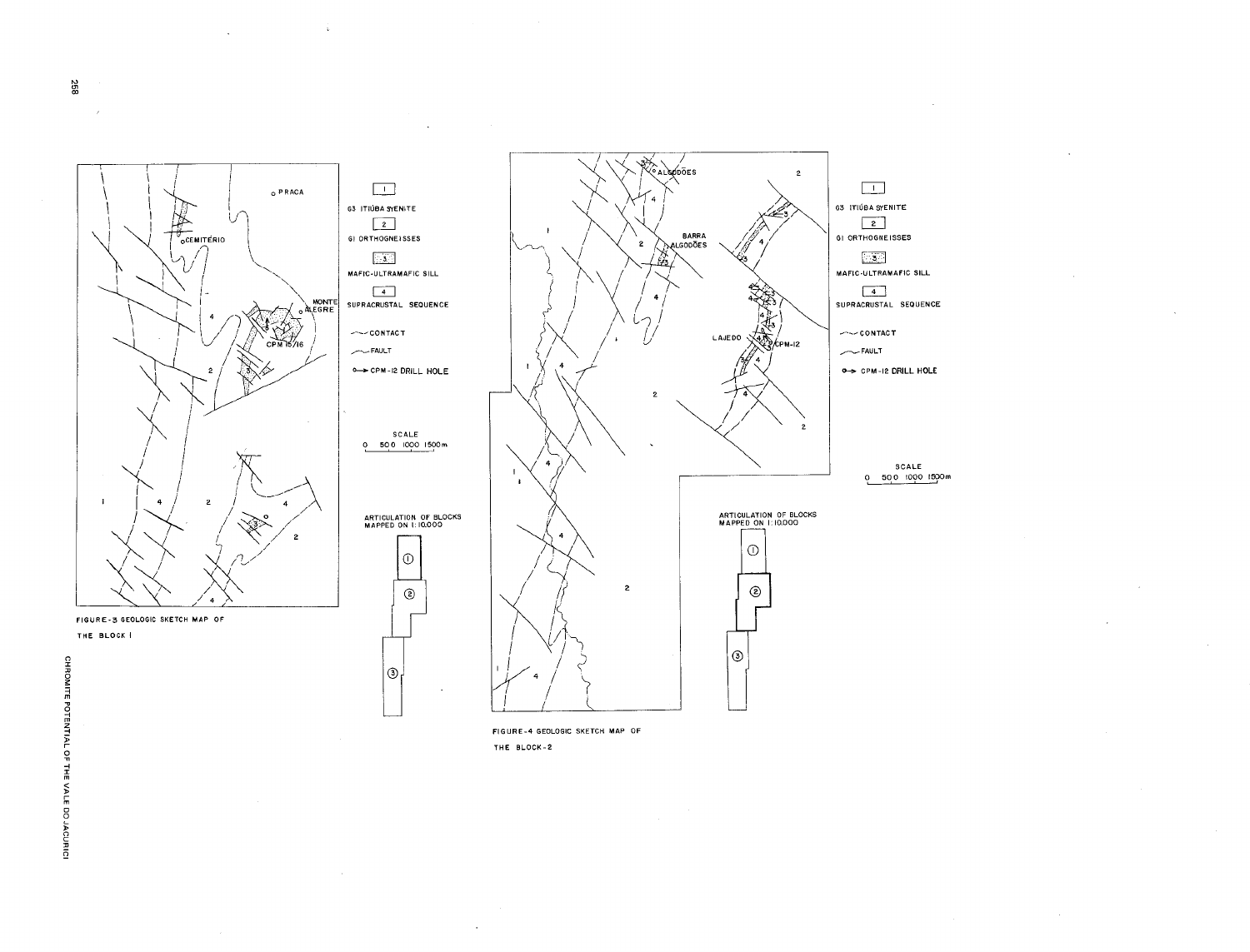1

G3 ITIÚBA SYENITE

2

G1 ORTHOGNEISSES

3

MAFIC-ULTRAMAFIC SILL

4

SUPRACRUSTAL SEQUENCE

CONTACT

FAULT

CPM-12 DRILL HOLE

SCALE

0 500 1000 1500m

ARTICULATION OF BLOCKS MAPPED ON 1:10.000

FIGURE-3 GEOLOGIC SKETCH MAP OF THE BLOCK I

1

G3 ITIÚBA SYENITE

2

G1 ORTHOGNEISSES

3

MAFIC-ULTRAMAFIC SILL

4

SUPRACRUSTAL SEQUENCE

CONTACT

FAULT

CPM-12 DRILL HOLE

SCALE

0 500 1000 1500m

ARTICULATION OF BLOCKS MAPPED ON 1:10.000

FIGURE-4 GEOLOGIC SKETCH MAP OF THE BLOCK-2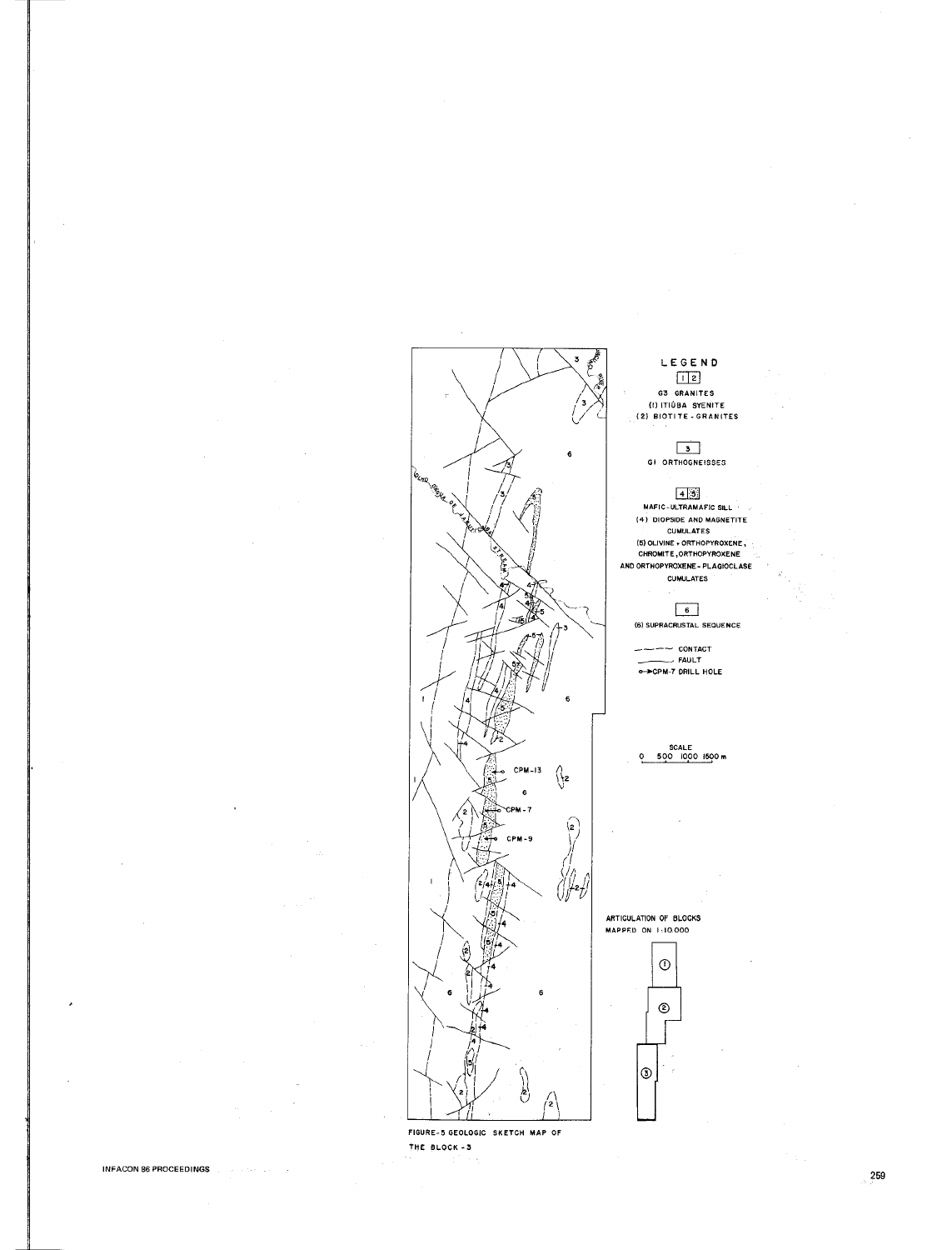LEGEND

1 2

G3 GRANITES

(1) ITIÚBA SYENITE

(2) BIOTITE-GRANITES

3

G1 ORTHOGNEISSES

4 5

MAFIC-ULTRAMAFIC SILL

(4) DIOPSIDE AND MAGNETITE CUMULATES

(5) OLIVINE + ORTHOPYROXENE, CHROMITE, ORTHOPYROXENE AND ORTHOPYROXENE-PLAGIOCLASE CUMULATES

6

(6) SUPRACRUSTAL SEQUENCE

CONTACT

FAULT

CPM-7 DRILL HOLE

SCALE

0 500 1000 1500 m

ARTICULATION OF BLOCKS MAPPED ON 1:10.000

FIGURE-5 GEOLOGIC SKETCH MAP OF THE BLOCK-3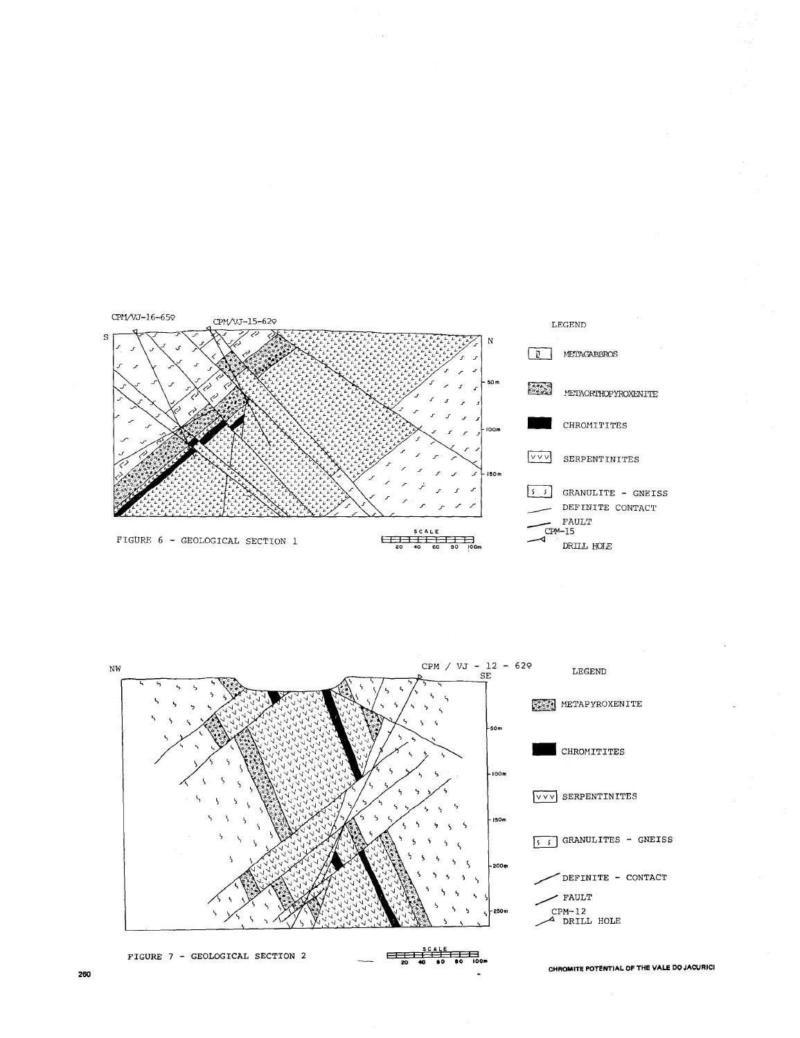FIGURE 6 - GEOLOGICAL SECTION 1

FIGURE 7 - GEOLOGICAL SECTION 2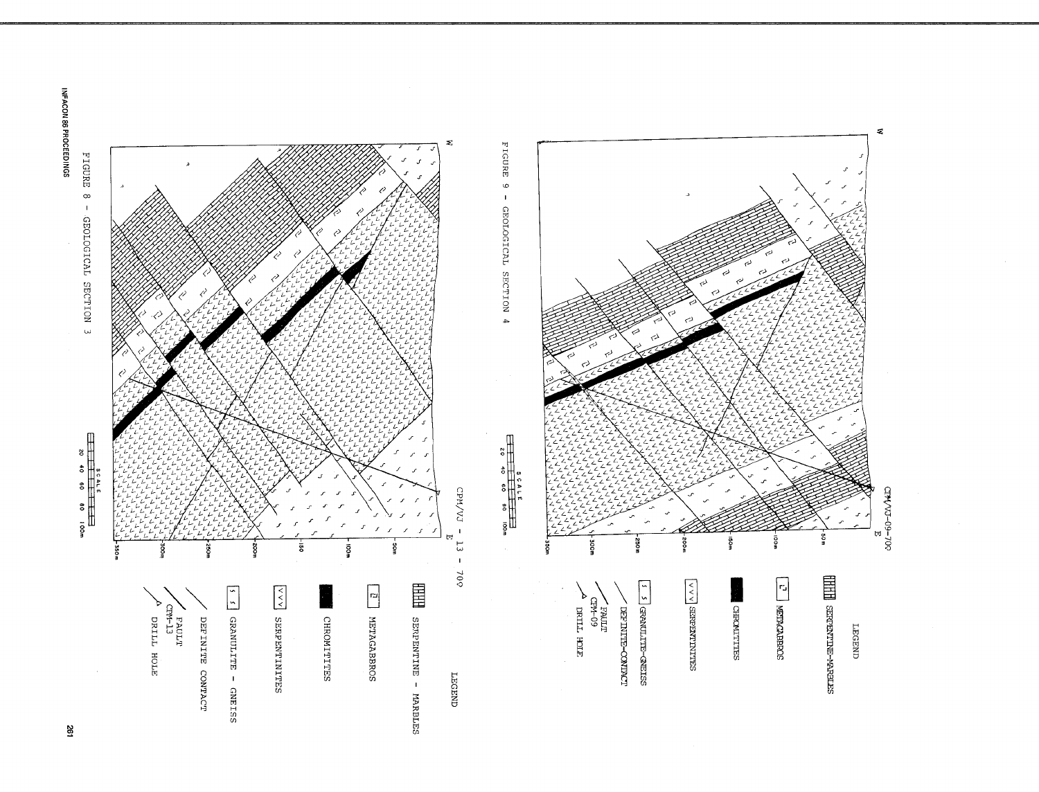FIGURE 9 - GEOLOGICAL SECTION 4

W — E

CPM/VJ-09-70°

SCALE 20 40 60 80 100m

LEGEND

- SERPENTINE-MARBLES
- METAGABBROS
- CHROMITITES
- SERPENTINITES
- GRANULITE-GNEISS
- DEFINITE-CONTACT
- FAULT
- CPM-09 DRILL HOLE

FIGURE 8 - GEOLOGICAL SECTION 3

W — E

CPM/VJ - 13 - 70°

SCALE 20 40 60 80 100m

LEGEND

- SERPENTINE - MARBLES
- METAGABBROS
- CHROMITITES
- SERPENTINITES
- GRANULITE - GNEISS
- DEFINITE CONTACT
- FAULT
- CPM-13 DRILL HOLE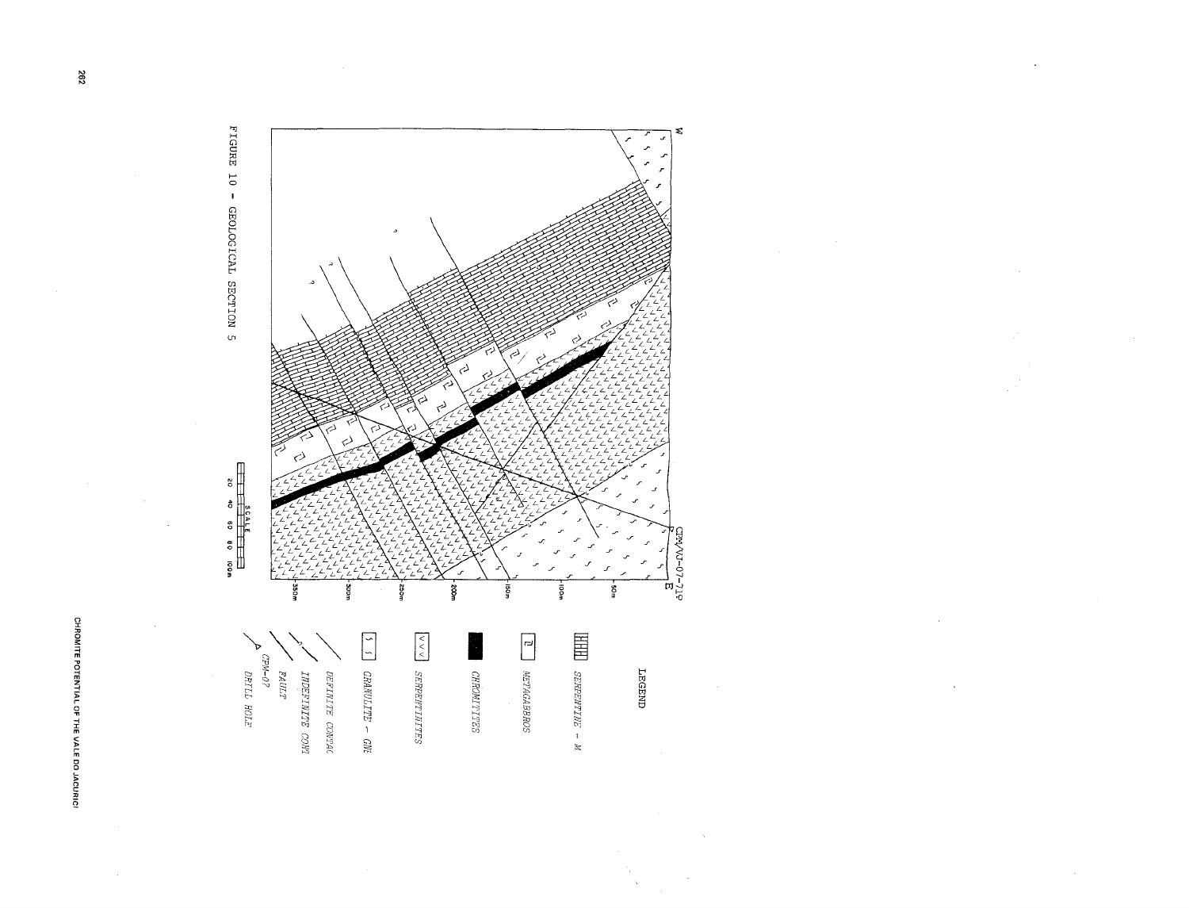W

E

CPM/VJ-07-71P

50m

100m

150m

200m

250m

300m

350m

SCALE

20 40 60 80 100m

LEGEND

SERPENTINE - M

METAGABBROS

CHROMITITES

SERPENTINITES

GRANULITE - GN.

DEFINITE CONTAC

INDEFINITE CONT

FAULT

CPM-07

DRILL HOLE

FIGURE 10 - GEOLOGICAL SECTION 5